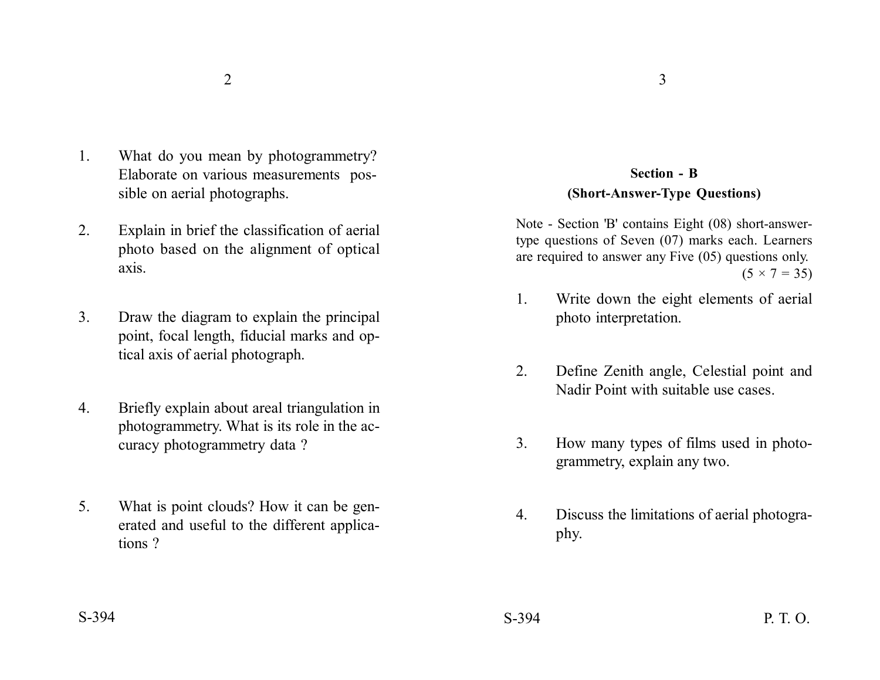1. What do you mean by photogrammetry? Elaborate on various measurements possible on aerial photographs.

2. Explain in brief the classification of aerial photo based on the alignment of optical axis.

3. Draw the diagram to explain the principal point, focal length, fiducial marks and optical axis of aerial photograph.

4. Briefly explain about areal triangulation in photogrammetry. What is its role in the accuracy photogrammetry data ?

5. What is point clouds? How it can be generated and useful to the different applications ?

## Section - B

### (Short-Answer-Type Questions)

Note - Section 'B' contains Eight (08) short-answer-type questions of Seven (07) marks each. Learners are required to answer any Five (05) questions only.

(5 × 7 = 35)

1. Write down the eight elements of aerial photo interpretation.

2. Define Zenith angle, Celestial point and Nadir Point with suitable use cases.

3. How many types of films used in photogrammetry, explain any two.

4. Discuss the limitations of aerial photography.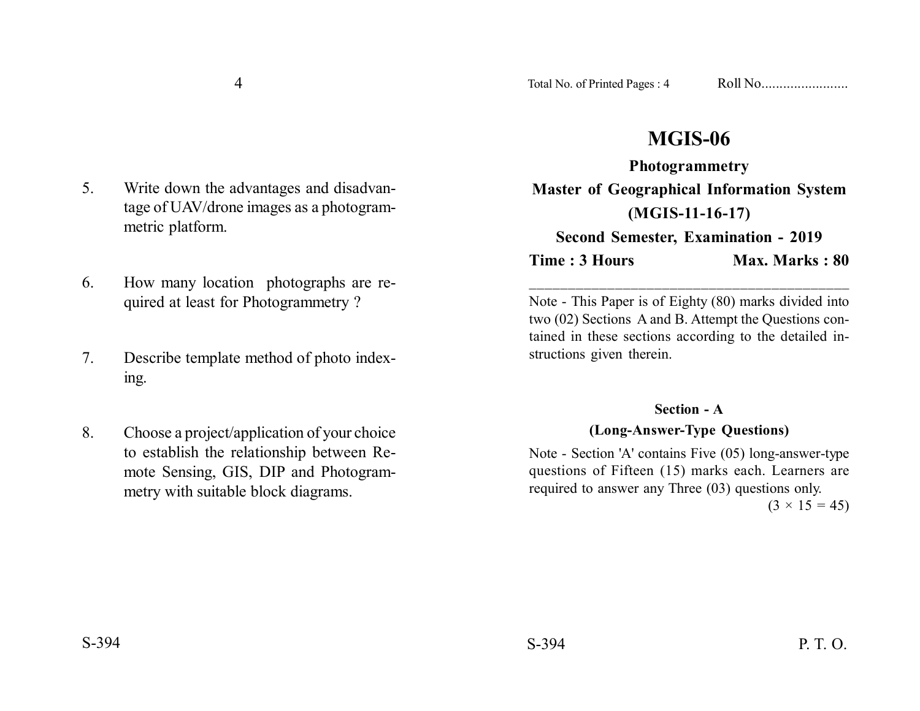5. Write down the advantages and disadvantage of UAV/drone images as a photogrammetric platform.

6. How many location photographs are required at least for Photogrammetry ?

7. Describe template method of photo indexing.

8. Choose a project/application of your choice to establish the relationship between Remote Sensing, GIS, DIP and Photogrammetry with suitable block diagrams.

# MGIS-06

## Photogrammetry

## Master of Geographical Information System

## (MGIS-11-16-17)

## Second Semester, Examination - 2019

**Time : 3 Hours** **Max. Marks : 80**

Note - This Paper is of Eighty (80) marks divided into two (02) Sections A and B. Attempt the Questions contained in these sections according to the detailed instructions given therein.

### Section - A

### (Long-Answer-Type Questions)

Note - Section 'A' contains Five (05) long-answer-type questions of Fifteen (15) marks each. Learners are required to answer any Three (03) questions only.

$(3 \times 15 = 45)$